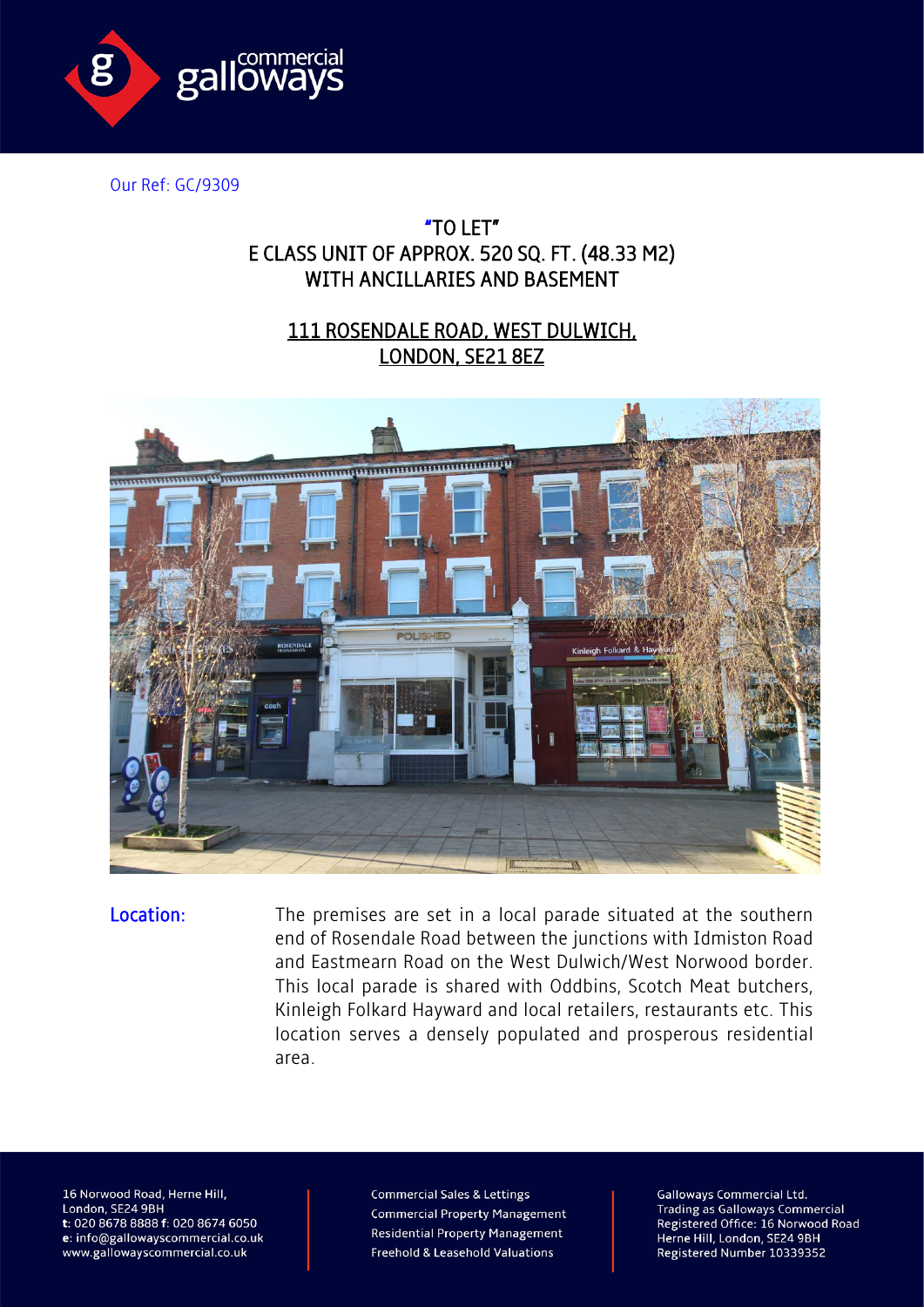Our Ref: GC/9309

## "TO LET"
## E CLASS UNIT OF APPROX. 520 SQ. FT. (48.33 M2) WITH ANCILLARIES AND BASEMENT

## 111 ROSENDALE ROAD, WEST DULWICH, LONDON, SE21 8EZ

**Location:** The premises are set in a local parade situated at the southern end of Rosendale Road between the junctions with Idmiston Road and Eastmearn Road on the West Dulwich/West Norwood border. This local parade is shared with Oddbins, Scotch Meat butchers, Kinleigh Folkard Hayward and local retailers, restaurants etc. This location serves a densely populated and prosperous residential area.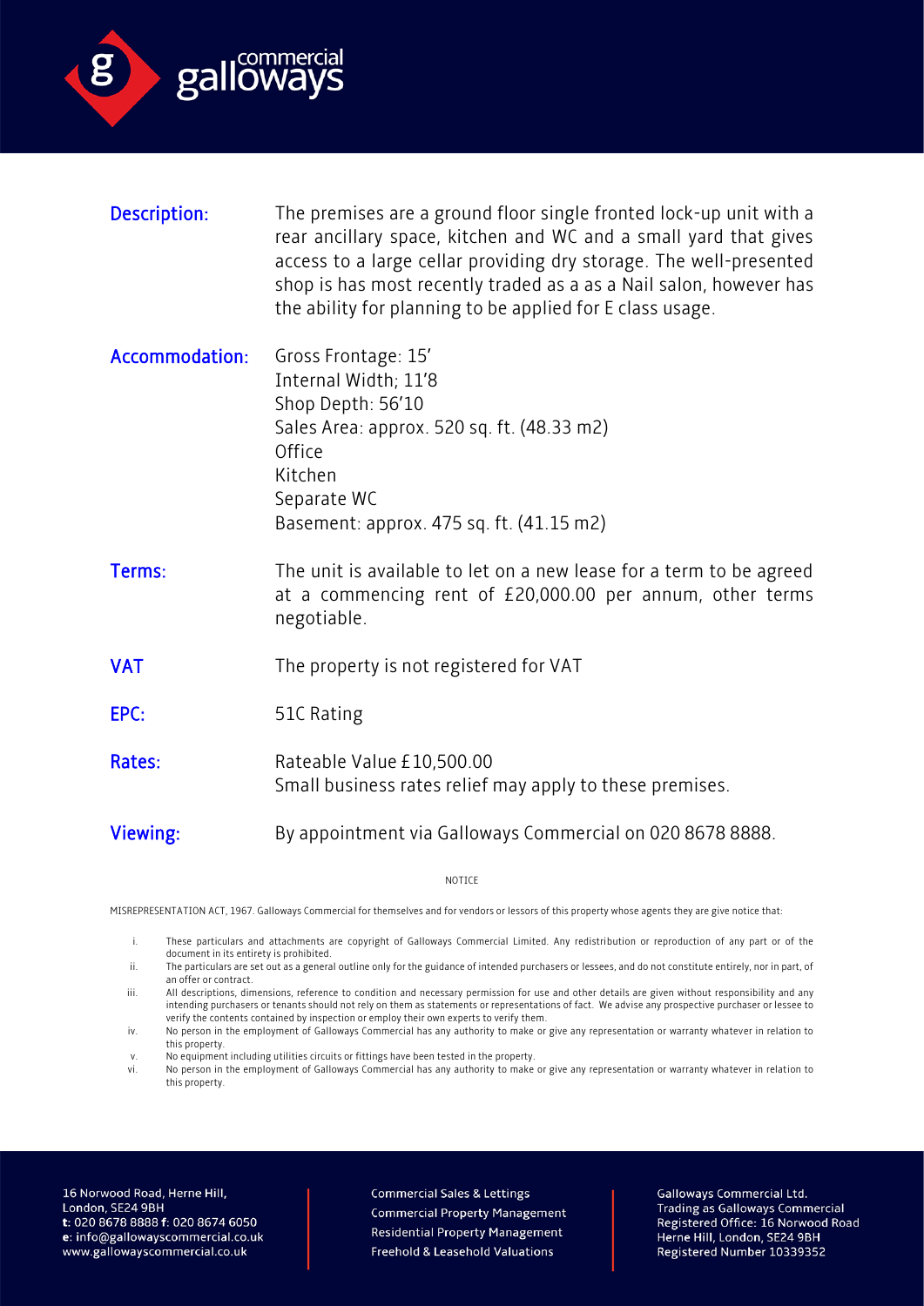**Description:** The premises are a ground floor single fronted lock-up unit with a rear ancillary space, kitchen and WC and a small yard that gives access to a large cellar providing dry storage. The well-presented shop is has most recently traded as a as a Nail salon, however has the ability for planning to be applied for E class usage.

**Accommodation:**
Gross Frontage: 15'
Internal Width; 11'8
Shop Depth: 56'10
Sales Area: approx. 520 sq. ft. (48.33 m2)
Office
Kitchen
Separate WC
Basement: approx. 475 sq. ft. (41.15 m2)

**Terms:** The unit is available to let on a new lease for a term to be agreed at a commencing rent of £20,000.00 per annum, other terms negotiable.

**VAT** The property is not registered for VAT

**EPC:** 51C Rating

**Rates:** Rateable Value £10,500.00
Small business rates relief may apply to these premises.

**Viewing:** By appointment via Galloways Commercial on 020 8678 8888.

NOTICE

MISREPRESENTATION ACT, 1967. Galloways Commercial for themselves and for vendors or lessors of this property whose agents they are give notice that:

i. These particulars and attachments are copyright of Galloways Commercial Limited. Any redistribution or reproduction of any part or of the document in its entirety is prohibited.
ii. The particulars are set out as a general outline only for the guidance of intended purchasers or lessees, and do not constitute entirely, nor in part, of an offer or contract.
iii. All descriptions, dimensions, reference to condition and necessary permission for use and other details are given without responsibility and any intending purchasers or tenants should not rely on them as statements or representations of fact. We advise any prospective purchaser or lessee to verify the contents contained by inspection or employ their own experts to verify them.
iv. No person in the employment of Galloways Commercial has any authority to make or give any representation or warranty whatever in relation to this property.
v. No equipment including utilities circuits or fittings have been tested in the property.
vi. No person in the employment of Galloways Commercial has any authority to make or give any representation or warranty whatever in relation to this property.

16 Norwood Road, Herne Hill,
London, SE24 9BH
**t:** 020 8678 8888 **f:** 020 8674 6050
**e:** info@gallowayscommercial.co.uk
www.gallowayscommercial.co.uk

Commercial Sales & Lettings
Commercial Property Management
Residential Property Management
Freehold & Leasehold Valuations

Galloways Commercial Ltd.
Trading as Galloways Commercial
Registered Office: 16 Norwood Road
Herne Hill, London, SE24 9BH
Registered Number 10339352